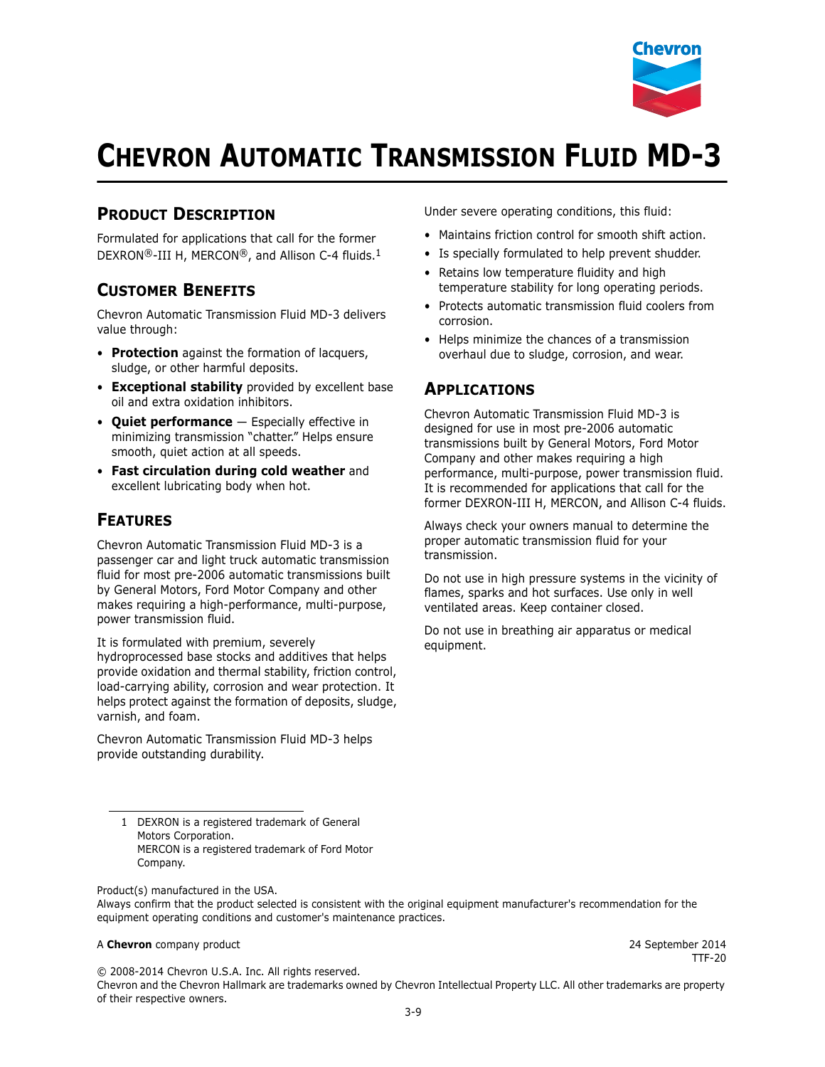# Chevron Automatic Transmission Fluid MD-3

## Product Description

Formulated for applications that call for the former DEXRON®-III H, MERCON®, and Allison C-4 fluids.[1]

## Customer Benefits

Chevron Automatic Transmission Fluid MD-3 delivers value through:

- **Protection** against the formation of lacquers, sludge, or other harmful deposits.
- **Exceptional stability** provided by excellent base oil and extra oxidation inhibitors.
- **Quiet performance** — Especially effective in minimizing transmission "chatter." Helps ensure smooth, quiet action at all speeds.
- **Fast circulation during cold weather** and excellent lubricating body when hot.

## Features

Chevron Automatic Transmission Fluid MD-3 is a passenger car and light truck automatic transmission fluid for most pre-2006 automatic transmissions built by General Motors, Ford Motor Company and other makes requiring a high-performance, multi-purpose, power transmission fluid.

It is formulated with premium, severely hydroprocessed base stocks and additives that helps provide oxidation and thermal stability, friction control, load-carrying ability, corrosion and wear protection. It helps protect against the formation of deposits, sludge, varnish, and foam.

Chevron Automatic Transmission Fluid MD-3 helps provide outstanding durability.

Under severe operating conditions, this fluid:

- Maintains friction control for smooth shift action.
- Is specially formulated to help prevent shudder.
- Retains low temperature fluidity and high temperature stability for long operating periods.
- Protects automatic transmission fluid coolers from corrosion.
- Helps minimize the chances of a transmission overhaul due to sludge, corrosion, and wear.

## Applications

Chevron Automatic Transmission Fluid MD-3 is designed for use in most pre-2006 automatic transmissions built by General Motors, Ford Motor Company and other makes requiring a high performance, multi-purpose, power transmission fluid. It is recommended for applications that call for the former DEXRON-III H, MERCON, and Allison C-4 fluids.

Always check your owners manual to determine the proper automatic transmission fluid for your transmission.

Do not use in high pressure systems in the vicinity of flames, sparks and hot surfaces. Use only in well ventilated areas. Keep container closed.

Do not use in breathing air apparatus or medical equipment.

---

1 DEXRON is a registered trademark of General Motors Corporation.
MERCON is a registered trademark of Ford Motor Company.

Product(s) manufactured in the USA.
Always confirm that the product selected is consistent with the original equipment manufacturer's recommendation for the equipment operating conditions and customer's maintenance practices.

A **Chevron** company product

24 September 2014
TTF-20

© 2008-2014 Chevron U.S.A. Inc. All rights reserved.
Chevron and the Chevron Hallmark are trademarks owned by Chevron Intellectual Property LLC. All other trademarks are property of their respective owners.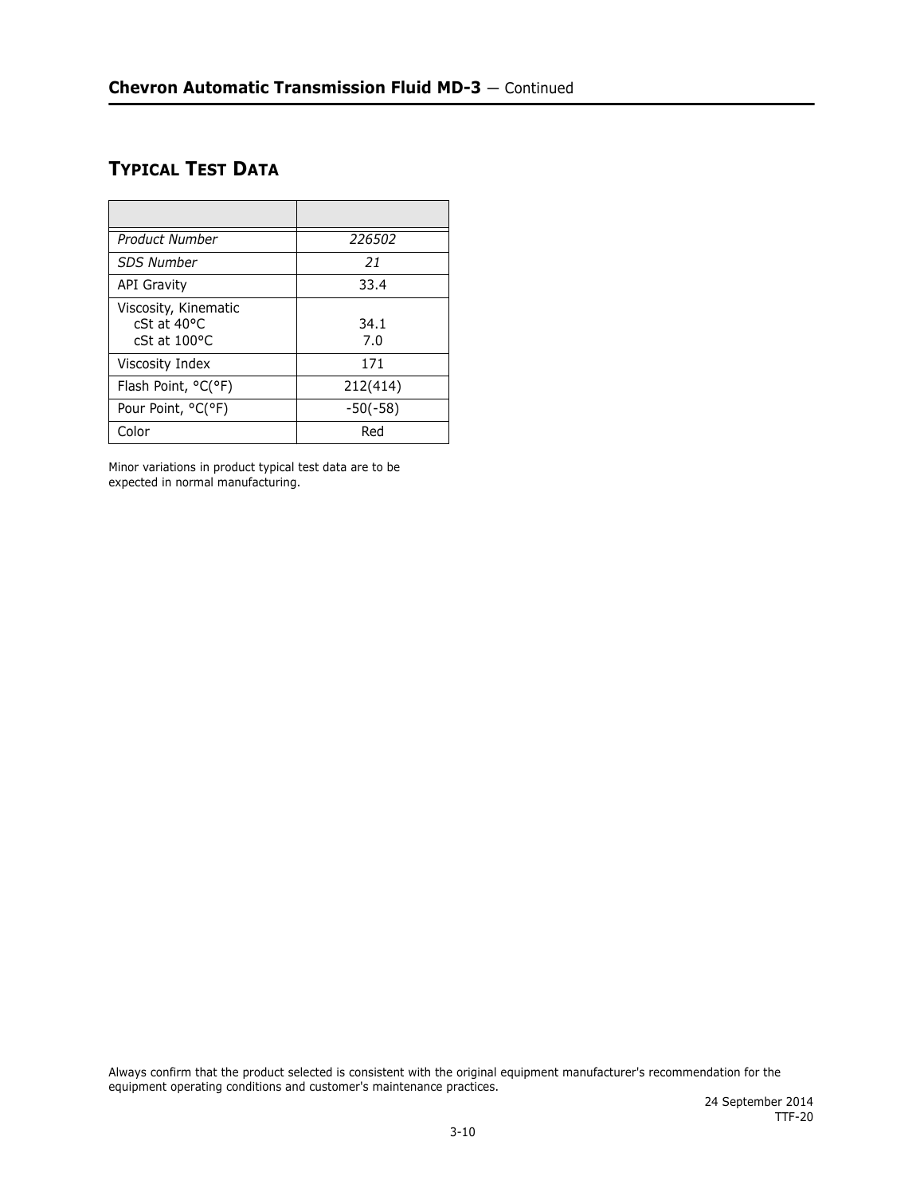## TYPICAL TEST DATA

| | |
|---|---|
| *Product Number* | *226502* |
| *SDS Number* | *21* |
| API Gravity | 33.4 |
| Viscosity, Kinematic<br>cSt at 40°C<br>cSt at 100°C | <br>34.1<br>7.0 |
| Viscosity Index | 171 |
| Flash Point, °C(°F) | 212(414) |
| Pour Point, °C(°F) | -50(-58) |
| Color | Red |

Minor variations in product typical test data are to be expected in normal manufacturing.

Always confirm that the product selected is consistent with the original equipment manufacturer's recommendation for the equipment operating conditions and customer's maintenance practices.

24 September 2014
TTF-20